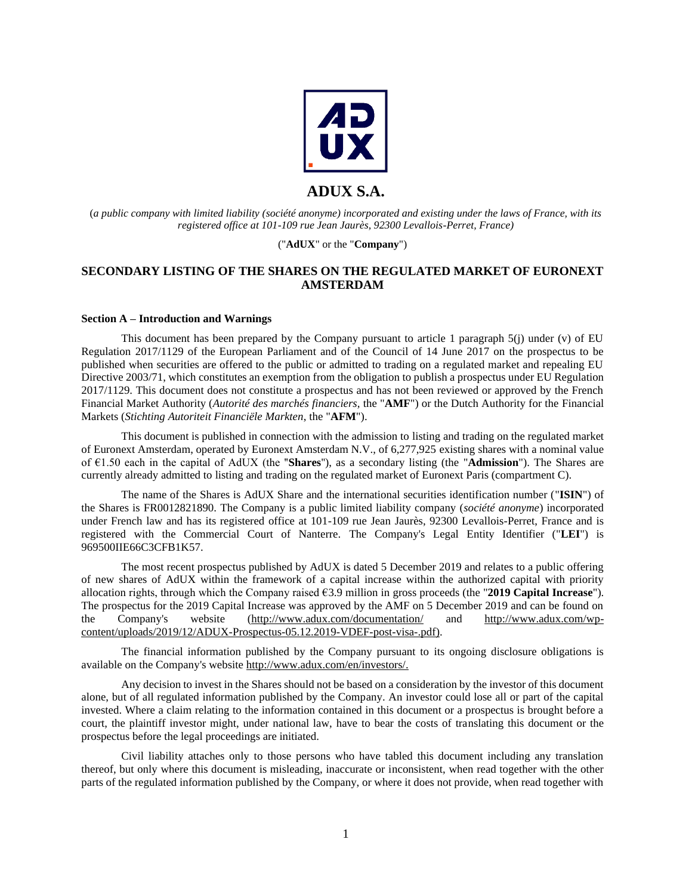# ADUX S.A.

(*a public company with limited liability (société anonyme) incorporated and existing under the laws of France, with its registered office at 101-109 rue Jean Jaurès, 92300 Levallois-Perret, France)*

("**AdUX**" or the "**Company**")

## SECONDARY LISTING OF THE SHARES ON THE REGULATED MARKET OF EURONEXT AMSTERDAM

### Section A – Introduction and Warnings

This document has been prepared by the Company pursuant to article 1 paragraph 5(j) under (v) of EU Regulation 2017/1129 of the European Parliament and of the Council of 14 June 2017 on the prospectus to be published when securities are offered to the public or admitted to trading on a regulated market and repealing EU Directive 2003/71, which constitutes an exemption from the obligation to publish a prospectus under EU Regulation 2017/1129. This document does not constitute a prospectus and has not been reviewed or approved by the French Financial Market Authority (*Autorité des marchés financiers*, the "**AMF**") or the Dutch Authority for the Financial Markets (*Stichting Autoriteit Financiële Markten*, the "**AFM**").

This document is published in connection with the admission to listing and trading on the regulated market of Euronext Amsterdam, operated by Euronext Amsterdam N.V., of 6,277,925 existing shares with a nominal value of €1.50 each in the capital of AdUX (the "**Shares**"), as a secondary listing (the "**Admission**"). The Shares are currently already admitted to listing and trading on the regulated market of Euronext Paris (compartment C).

The name of the Shares is AdUX Share and the international securities identification number ("**ISIN**") of the Shares is FR0012821890. The Company is a public limited liability company (*société anonyme*) incorporated under French law and has its registered office at 101-109 rue Jean Jaurès, 92300 Levallois-Perret, France and is registered with the Commercial Court of Nanterre. The Company's Legal Entity Identifier ("**LEI**") is 969500IIE66C3CFB1K57.

The most recent prospectus published by AdUX is dated 5 December 2019 and relates to a public offering of new shares of AdUX within the framework of a capital increase within the authorized capital with priority allocation rights, through which the Company raised €3.9 million in gross proceeds (the "**2019 Capital Increase**"). The prospectus for the 2019 Capital Increase was approved by the AMF on 5 December 2019 and can be found on the Company's website (http://www.adux.com/documentation/ and http://www.adux.com/wp-content/uploads/2019/12/ADUX-Prospectus-05.12.2019-VDEF-post-visa-.pdf).

The financial information published by the Company pursuant to its ongoing disclosure obligations is available on the Company's website http://www.adux.com/en/investors/.

Any decision to invest in the Shares should not be based on a consideration by the investor of this document alone, but of all regulated information published by the Company. An investor could lose all or part of the capital invested. Where a claim relating to the information contained in this document or a prospectus is brought before a court, the plaintiff investor might, under national law, have to bear the costs of translating this document or the prospectus before the legal proceedings are initiated.

Civil liability attaches only to those persons who have tabled this document including any translation thereof, but only where this document is misleading, inaccurate or inconsistent, when read together with the other parts of the regulated information published by the Company, or where it does not provide, when read together with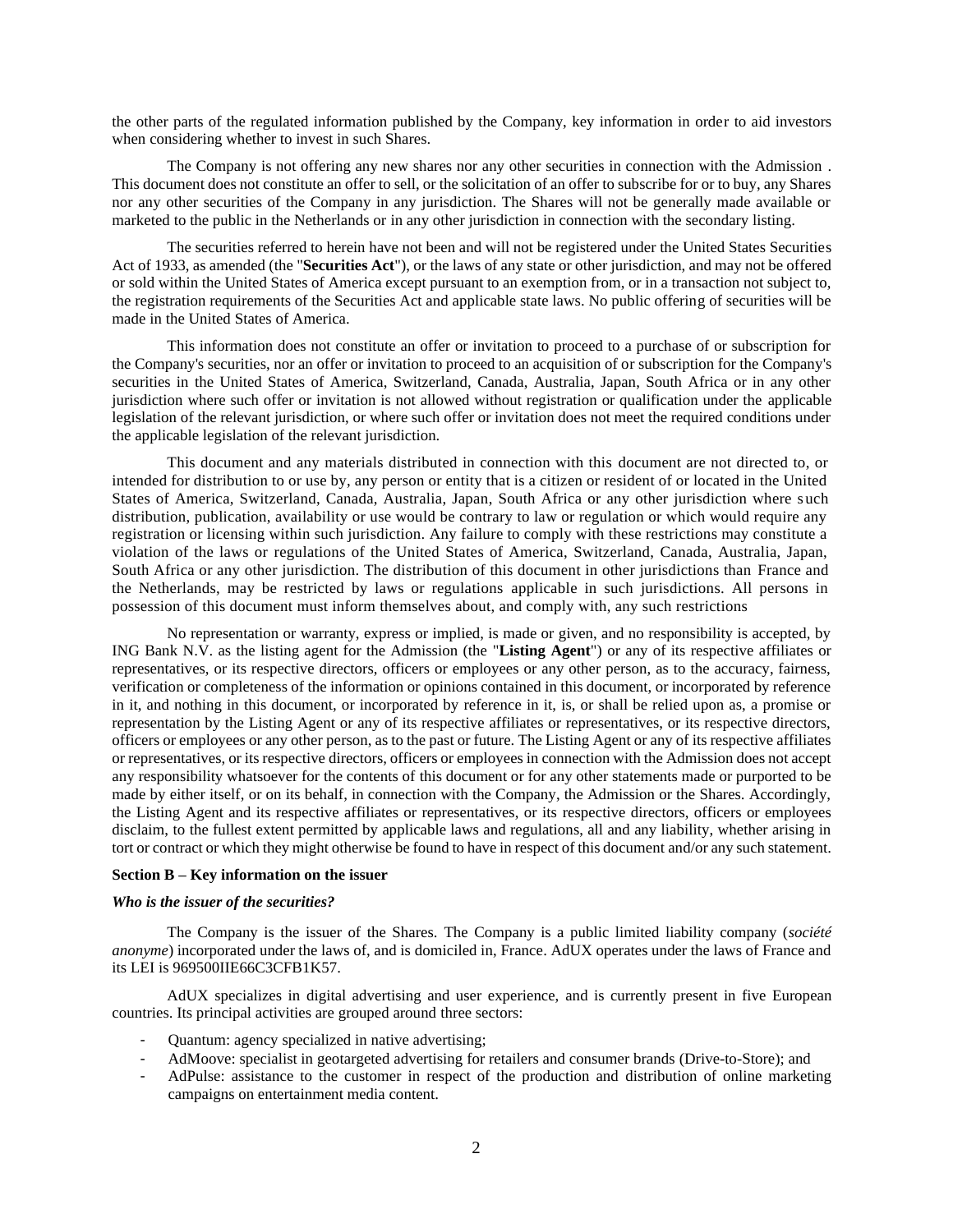the other parts of the regulated information published by the Company, key information in order to aid investors when considering whether to invest in such Shares.

The Company is not offering any new shares nor any other securities in connection with the Admission . This document does not constitute an offer to sell, or the solicitation of an offer to subscribe for or to buy, any Shares nor any other securities of the Company in any jurisdiction. The Shares will not be generally made available or marketed to the public in the Netherlands or in any other jurisdiction in connection with the secondary listing.

The securities referred to herein have not been and will not be registered under the United States Securities Act of 1933, as amended (the "**Securities Act**"), or the laws of any state or other jurisdiction, and may not be offered or sold within the United States of America except pursuant to an exemption from, or in a transaction not subject to, the registration requirements of the Securities Act and applicable state laws. No public offering of securities will be made in the United States of America.

This information does not constitute an offer or invitation to proceed to a purchase of or subscription for the Company's securities, nor an offer or invitation to proceed to an acquisition of or subscription for the Company's securities in the United States of America, Switzerland, Canada, Australia, Japan, South Africa or in any other jurisdiction where such offer or invitation is not allowed without registration or qualification under the applicable legislation of the relevant jurisdiction, or where such offer or invitation does not meet the required conditions under the applicable legislation of the relevant jurisdiction.

This document and any materials distributed in connection with this document are not directed to, or intended for distribution to or use by, any person or entity that is a citizen or resident of or located in the United States of America, Switzerland, Canada, Australia, Japan, South Africa or any other jurisdiction where such distribution, publication, availability or use would be contrary to law or regulation or which would require any registration or licensing within such jurisdiction. Any failure to comply with these restrictions may constitute a violation of the laws or regulations of the United States of America, Switzerland, Canada, Australia, Japan, South Africa or any other jurisdiction. The distribution of this document in other jurisdictions than France and the Netherlands, may be restricted by laws or regulations applicable in such jurisdictions. All persons in possession of this document must inform themselves about, and comply with, any such restrictions

No representation or warranty, express or implied, is made or given, and no responsibility is accepted, by ING Bank N.V. as the listing agent for the Admission (the "**Listing Agent**") or any of its respective affiliates or representatives, or its respective directors, officers or employees or any other person, as to the accuracy, fairness, verification or completeness of the information or opinions contained in this document, or incorporated by reference in it, and nothing in this document, or incorporated by reference in it, is, or shall be relied upon as, a promise or representation by the Listing Agent or any of its respective affiliates or representatives, or its respective directors, officers or employees or any other person, as to the past or future. The Listing Agent or any of its respective affiliates or representatives, or its respective directors, officers or employees in connection with the Admission does not accept any responsibility whatsoever for the contents of this document or for any other statements made or purported to be made by either itself, or on its behalf, in connection with the Company, the Admission or the Shares. Accordingly, the Listing Agent and its respective affiliates or representatives, or its respective directors, officers or employees disclaim, to the fullest extent permitted by applicable laws and regulations, all and any liability, whether arising in tort or contract or which they might otherwise be found to have in respect of this document and/or any such statement.

**Section B – Key information on the issuer**

***Who is the issuer of the securities?***

The Company is the issuer of the Shares. The Company is a public limited liability company (*société anonyme*) incorporated under the laws of, and is domiciled in, France. AdUX operates under the laws of France and its LEI is 969500IIE66C3CFB1K57.

AdUX specializes in digital advertising and user experience, and is currently present in five European countries. Its principal activities are grouped around three sectors:

- Quantum: agency specialized in native advertising;
- AdMoove: specialist in geotargeted advertising for retailers and consumer brands (Drive-to-Store); and
- AdPulse: assistance to the customer in respect of the production and distribution of online marketing campaigns on entertainment media content.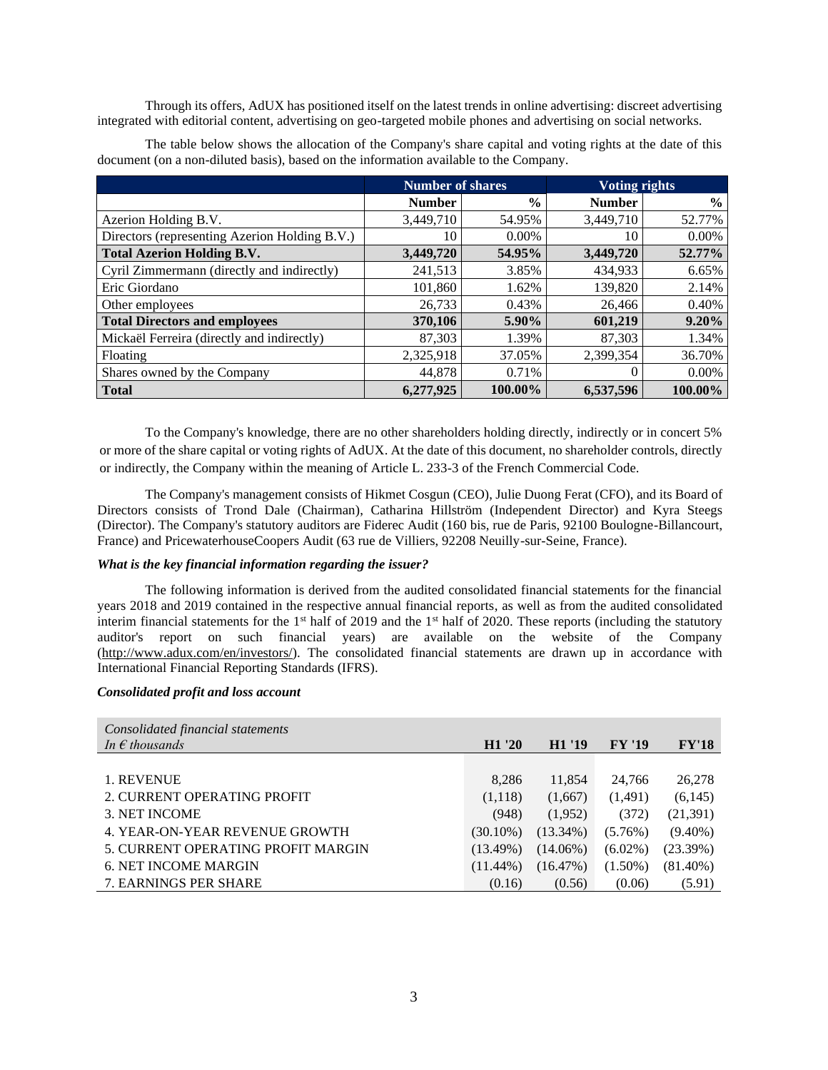Through its offers, AdUX has positioned itself on the latest trends in online advertising: discreet advertising integrated with editorial content, advertising on geo-targeted mobile phones and advertising on social networks.

The table below shows the allocation of the Company's share capital and voting rights at the date of this document (on a non-diluted basis), based on the information available to the Company.

| | Number of shares | | Voting rights | |
|---|---|---|---|---|
| | **Number** | **%** | **Number** | **%** |
| Azerion Holding B.V. | 3,449,710 | 54.95% | 3,449,710 | 52.77% |
| Directors (representing Azerion Holding B.V.) | 10 | 0.00% | 10 | 0.00% |
| **Total Azerion Holding B.V.** | **3,449,720** | **54.95%** | **3,449,720** | **52.77%** |
| Cyril Zimmermann (directly and indirectly) | 241,513 | 3.85% | 434,933 | 6.65% |
| Eric Giordano | 101,860 | 1.62% | 139,820 | 2.14% |
| Other employees | 26,733 | 0.43% | 26,466 | 0.40% |
| **Total Directors and employees** | **370,106** | **5.90%** | **601,219** | **9.20%** |
| Mickaël Ferreira (directly and indirectly) | 87,303 | 1.39% | 87,303 | 1.34% |
| Floating | 2,325,918 | 37.05% | 2,399,354 | 36.70% |
| Shares owned by the Company | 44,878 | 0.71% | 0 | 0.00% |
| **Total** | **6,277,925** | **100.00%** | **6,537,596** | **100.00%** |

To the Company's knowledge, there are no other shareholders holding directly, indirectly or in concert 5% or more of the share capital or voting rights of AdUX. At the date of this document, no shareholder controls, directly or indirectly, the Company within the meaning of Article L. 233-3 of the French Commercial Code.

The Company's management consists of Hikmet Cosgun (CEO), Julie Duong Ferat (CFO), and its Board of Directors consists of Trond Dale (Chairman), Catharina Hillström (Independent Director) and Kyra Steegs (Director). The Company's statutory auditors are Fiderec Audit (160 bis, rue de Paris, 92100 Boulogne-Billancourt, France) and PricewaterhouseCoopers Audit (63 rue de Villiers, 92208 Neuilly-sur-Seine, France).

***What is the key financial information regarding the issuer?***

The following information is derived from the audited consolidated financial statements for the financial years 2018 and 2019 contained in the respective annual financial reports, as well as from the audited consolidated interim financial statements for the 1st half of 2019 and the 1st half of 2020. These reports (including the statutory auditor's report on such financial years) are available on the website of the Company (http://www.adux.com/en/investors/). The consolidated financial statements are drawn up in accordance with International Financial Reporting Standards (IFRS).

***Consolidated profit and loss account***

| *Consolidated financial statements* *In € thousands* | **H1 '20** | **H1 '19** | **FY '19** | **FY'18** |
|---|---|---|---|---|
| 1. REVENUE | 8,286 | 11,854 | 24,766 | 26,278 |
| 2. CURRENT OPERATING PROFIT | (1,118) | (1,667) | (1,491) | (6,145) |
| 3. NET INCOME | (948) | (1,952) | (372) | (21,391) |
| 4. YEAR-ON-YEAR REVENUE GROWTH | (30.10%) | (13.34%) | (5.76%) | (9.40%) |
| 5. CURRENT OPERATING PROFIT MARGIN | (13.49%) | (14.06%) | (6.02%) | (23.39%) |
| 6. NET INCOME MARGIN | (11.44%) | (16.47%) | (1.50%) | (81.40%) |
| 7. EARNINGS PER SHARE | (0.16) | (0.56) | (0.06) | (5.91) |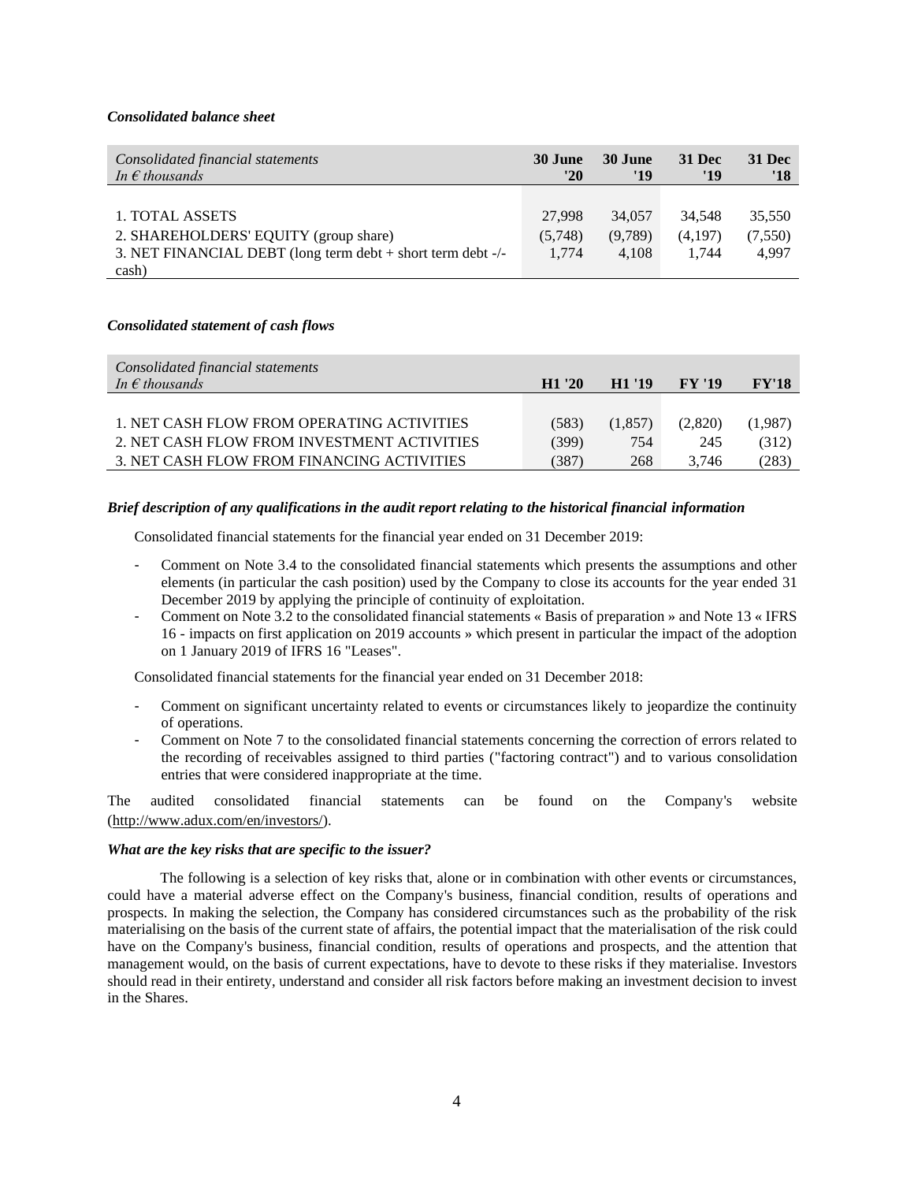***Consolidated balance sheet***

| *Consolidated financial statements* *In € thousands* | **30 June '20** | **30 June '19** | **31 Dec '19** | **31 Dec '18** |
|---|---|---|---|---|
| 1. TOTAL ASSETS | 27,998 | 34,057 | 34,548 | 35,550 |
| 2. SHAREHOLDERS' EQUITY (group share) | (5,748) | (9,789) | (4,197) | (7,550) |
| 3. NET FINANCIAL DEBT (long term debt + short term debt -/- cash) | 1,774 | 4,108 | 1,744 | 4,997 |

***Consolidated statement of cash flows***

| *Consolidated financial statements* *In € thousands* | **H1 '20** | **H1 '19** | **FY '19** | **FY'18** |
|---|---|---|---|---|
| 1. NET CASH FLOW FROM OPERATING ACTIVITIES | (583) | (1,857) | (2,820) | (1,987) |
| 2. NET CASH FLOW FROM INVESTMENT ACTIVITIES | (399) | 754 | 245 | (312) |
| 3. NET CASH FLOW FROM FINANCING ACTIVITIES | (387) | 268 | 3,746 | (283) |

***Brief description of any qualifications in the audit report relating to the historical financial information***

Consolidated financial statements for the financial year ended on 31 December 2019:

- Comment on Note 3.4 to the consolidated financial statements which presents the assumptions and other elements (in particular the cash position) used by the Company to close its accounts for the year ended 31 December 2019 by applying the principle of continuity of exploitation.
- Comment on Note 3.2 to the consolidated financial statements « Basis of preparation » and Note 13 « IFRS 16 - impacts on first application on 2019 accounts » which present in particular the impact of the adoption on 1 January 2019 of IFRS 16 "Leases".

Consolidated financial statements for the financial year ended on 31 December 2018:

- Comment on significant uncertainty related to events or circumstances likely to jeopardize the continuity of operations.
- Comment on Note 7 to the consolidated financial statements concerning the correction of errors related to the recording of receivables assigned to third parties ("factoring contract") and to various consolidation entries that were considered inappropriate at the time.

The audited consolidated financial statements can be found on the Company's website (http://www.adux.com/en/investors/).

***What are the key risks that are specific to the issuer?***

The following is a selection of key risks that, alone or in combination with other events or circumstances, could have a material adverse effect on the Company's business, financial condition, results of operations and prospects. In making the selection, the Company has considered circumstances such as the probability of the risk materialising on the basis of the current state of affairs, the potential impact that the materialisation of the risk could have on the Company's business, financial condition, results of operations and prospects, and the attention that management would, on the basis of current expectations, have to devote to these risks if they materialise. Investors should read in their entirety, understand and consider all risk factors before making an investment decision to invest in the Shares.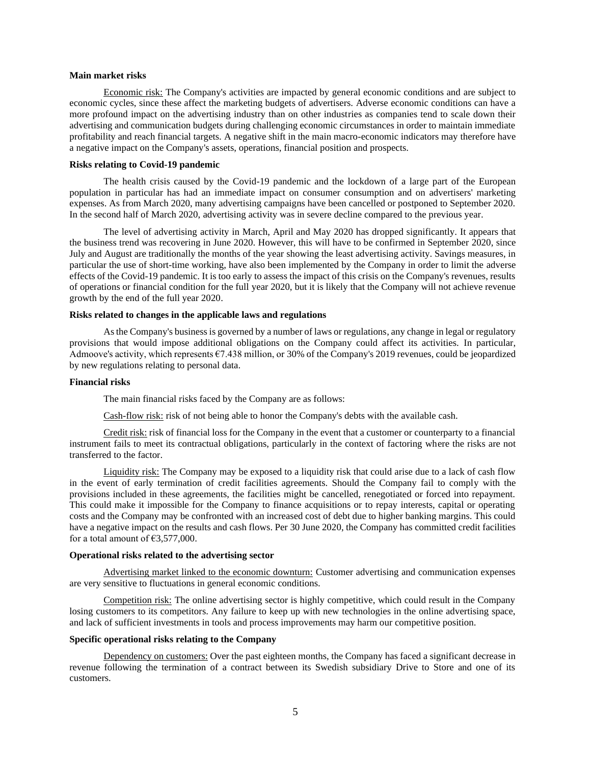**Main market risks**

Economic risk: The Company's activities are impacted by general economic conditions and are subject to economic cycles, since these affect the marketing budgets of advertisers. Adverse economic conditions can have a more profound impact on the advertising industry than on other industries as companies tend to scale down their advertising and communication budgets during challenging economic circumstances in order to maintain immediate profitability and reach financial targets. A negative shift in the main macro-economic indicators may therefore have a negative impact on the Company's assets, operations, financial position and prospects.

**Risks relating to Covid-19 pandemic**

The health crisis caused by the Covid-19 pandemic and the lockdown of a large part of the European population in particular has had an immediate impact on consumer consumption and on advertisers' marketing expenses. As from March 2020, many advertising campaigns have been cancelled or postponed to September 2020. In the second half of March 2020, advertising activity was in severe decline compared to the previous year.

The level of advertising activity in March, April and May 2020 has dropped significantly. It appears that the business trend was recovering in June 2020. However, this will have to be confirmed in September 2020, since July and August are traditionally the months of the year showing the least advertising activity. Savings measures, in particular the use of short-time working, have also been implemented by the Company in order to limit the adverse effects of the Covid-19 pandemic. It is too early to assess the impact of this crisis on the Company's revenues, results of operations or financial condition for the full year 2020, but it is likely that the Company will not achieve revenue growth by the end of the full year 2020.

**Risks related to changes in the applicable laws and regulations**

As the Company's business is governed by a number of laws or regulations, any change in legal or regulatory provisions that would impose additional obligations on the Company could affect its activities. In particular, Admoove's activity, which represents €7.438 million, or 30% of the Company's 2019 revenues, could be jeopardized by new regulations relating to personal data.

**Financial risks**

The main financial risks faced by the Company are as follows:

Cash-flow risk: risk of not being able to honor the Company's debts with the available cash.

Credit risk: risk of financial loss for the Company in the event that a customer or counterparty to a financial instrument fails to meet its contractual obligations, particularly in the context of factoring where the risks are not transferred to the factor.

Liquidity risk: The Company may be exposed to a liquidity risk that could arise due to a lack of cash flow in the event of early termination of credit facilities agreements. Should the Company fail to comply with the provisions included in these agreements, the facilities might be cancelled, renegotiated or forced into repayment. This could make it impossible for the Company to finance acquisitions or to repay interests, capital or operating costs and the Company may be confronted with an increased cost of debt due to higher banking margins. This could have a negative impact on the results and cash flows. Per 30 June 2020, the Company has committed credit facilities for a total amount of €3,577,000.

**Operational risks related to the advertising sector**

Advertising market linked to the economic downturn: Customer advertising and communication expenses are very sensitive to fluctuations in general economic conditions.

Competition risk: The online advertising sector is highly competitive, which could result in the Company losing customers to its competitors. Any failure to keep up with new technologies in the online advertising space, and lack of sufficient investments in tools and process improvements may harm our competitive position.

**Specific operational risks relating to the Company**

Dependency on customers: Over the past eighteen months, the Company has faced a significant decrease in revenue following the termination of a contract between its Swedish subsidiary Drive to Store and one of its customers.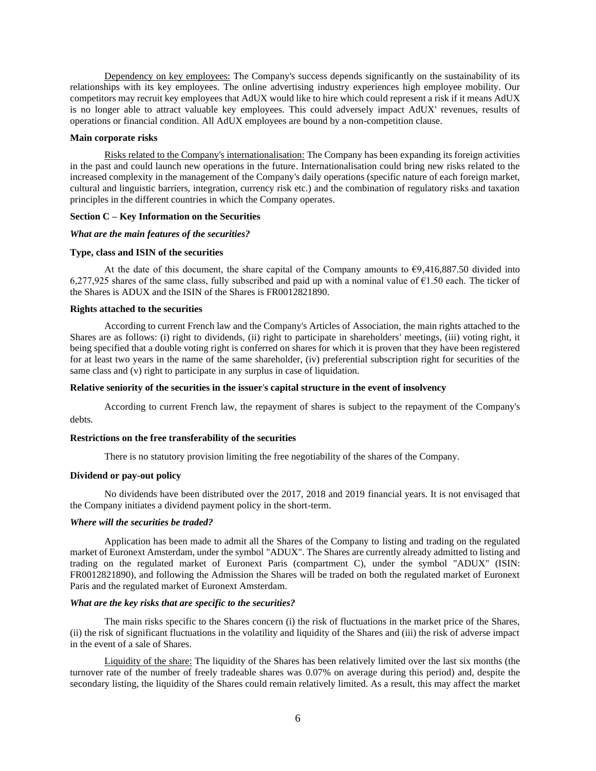Dependency on key employees: The Company's success depends significantly on the sustainability of its relationships with its key employees. The online advertising industry experiences high employee mobility. Our competitors may recruit key employees that AdUX would like to hire which could represent a risk if it means AdUX is no longer able to attract valuable key employees. This could adversely impact AdUX' revenues, results of operations or financial condition. All AdUX employees are bound by a non-competition clause.

**Main corporate risks**

Risks related to the Company's internationalisation: The Company has been expanding its foreign activities in the past and could launch new operations in the future. Internationalisation could bring new risks related to the increased complexity in the management of the Company's daily operations (specific nature of each foreign market, cultural and linguistic barriers, integration, currency risk etc.) and the combination of regulatory risks and taxation principles in the different countries in which the Company operates.

**Section C – Key Information on the Securities**

***What are the main features of the securities?***

**Type, class and ISIN of the securities**

At the date of this document, the share capital of the Company amounts to €9,416,887.50 divided into 6,277,925 shares of the same class, fully subscribed and paid up with a nominal value of €1.50 each. The ticker of the Shares is ADUX and the ISIN of the Shares is FR0012821890.

**Rights attached to the securities**

According to current French law and the Company's Articles of Association, the main rights attached to the Shares are as follows: (i) right to dividends, (ii) right to participate in shareholders' meetings, (iii) voting right, it being specified that a double voting right is conferred on shares for which it is proven that they have been registered for at least two years in the name of the same shareholder, (iv) preferential subscription right for securities of the same class and (v) right to participate in any surplus in case of liquidation.

**Relative seniority of the securities in the issuer's capital structure in the event of insolvency**

According to current French law, the repayment of shares is subject to the repayment of the Company's debts.

**Restrictions on the free transferability of the securities**

There is no statutory provision limiting the free negotiability of the shares of the Company.

**Dividend or pay-out policy**

No dividends have been distributed over the 2017, 2018 and 2019 financial years. It is not envisaged that the Company initiates a dividend payment policy in the short-term.

***Where will the securities be traded?***

Application has been made to admit all the Shares of the Company to listing and trading on the regulated market of Euronext Amsterdam, under the symbol "ADUX". The Shares are currently already admitted to listing and trading on the regulated market of Euronext Paris (compartment C), under the symbol "ADUX" (ISIN: FR0012821890), and following the Admission the Shares will be traded on both the regulated market of Euronext Paris and the regulated market of Euronext Amsterdam.

***What are the key risks that are specific to the securities?***

The main risks specific to the Shares concern (i) the risk of fluctuations in the market price of the Shares, (ii) the risk of significant fluctuations in the volatility and liquidity of the Shares and (iii) the risk of adverse impact in the event of a sale of Shares.

Liquidity of the share: The liquidity of the Shares has been relatively limited over the last six months (the turnover rate of the number of freely tradeable shares was 0.07% on average during this period) and, despite the secondary listing, the liquidity of the Shares could remain relatively limited. As a result, this may affect the market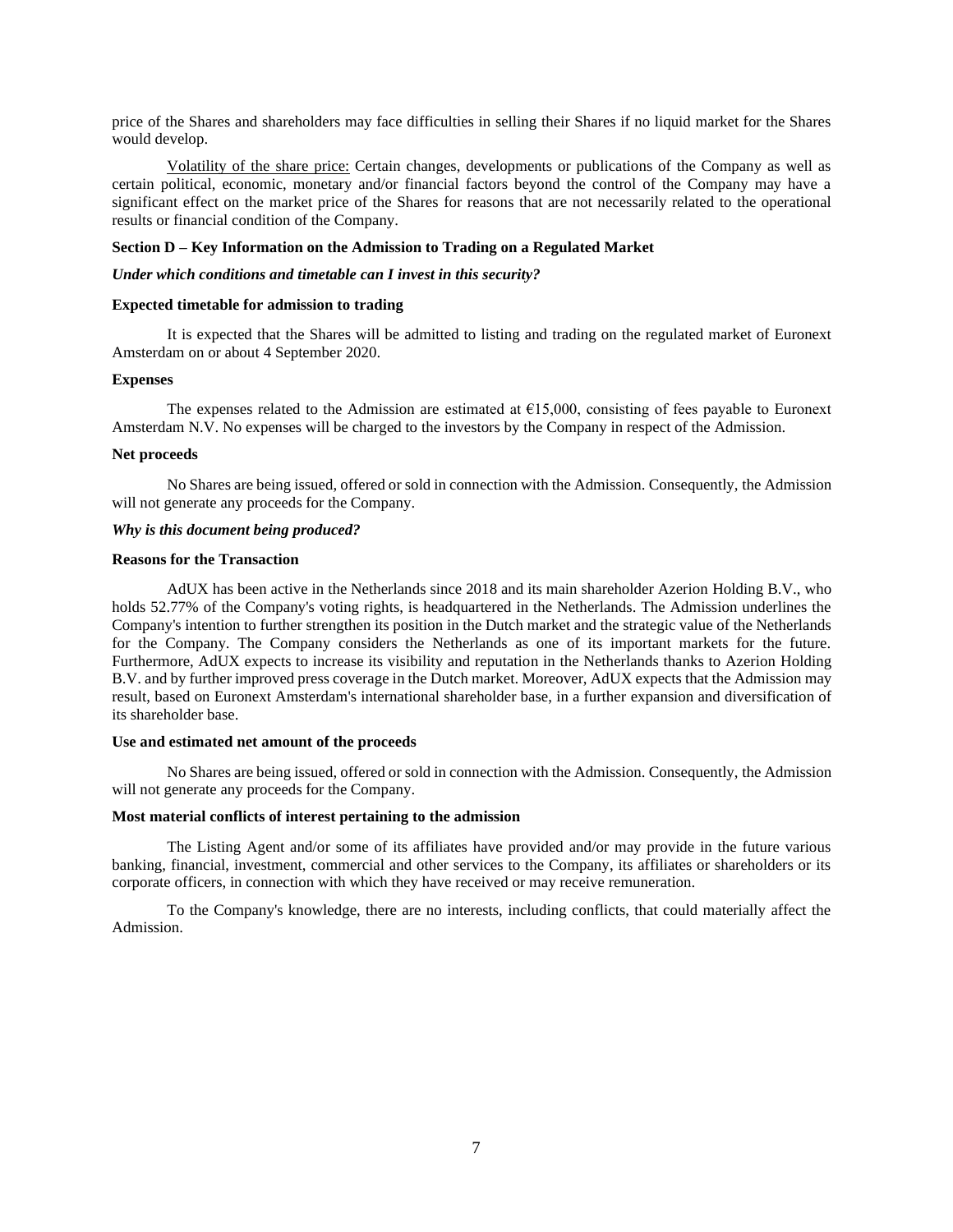price of the Shares and shareholders may face difficulties in selling their Shares if no liquid market for the Shares would develop.

Volatility of the share price: Certain changes, developments or publications of the Company as well as certain political, economic, monetary and/or financial factors beyond the control of the Company may have a significant effect on the market price of the Shares for reasons that are not necessarily related to the operational results or financial condition of the Company.

**Section D – Key Information on the Admission to Trading on a Regulated Market**

***Under which conditions and timetable can I invest in this security?***

**Expected timetable for admission to trading**

It is expected that the Shares will be admitted to listing and trading on the regulated market of Euronext Amsterdam on or about 4 September 2020.

**Expenses**

The expenses related to the Admission are estimated at €15,000, consisting of fees payable to Euronext Amsterdam N.V. No expenses will be charged to the investors by the Company in respect of the Admission.

**Net proceeds**

No Shares are being issued, offered or sold in connection with the Admission. Consequently, the Admission will not generate any proceeds for the Company.

***Why is this document being produced?***

**Reasons for the Transaction**

AdUX has been active in the Netherlands since 2018 and its main shareholder Azerion Holding B.V., who holds 52.77% of the Company's voting rights, is headquartered in the Netherlands. The Admission underlines the Company's intention to further strengthen its position in the Dutch market and the strategic value of the Netherlands for the Company. The Company considers the Netherlands as one of its important markets for the future. Furthermore, AdUX expects to increase its visibility and reputation in the Netherlands thanks to Azerion Holding B.V. and by further improved press coverage in the Dutch market. Moreover, AdUX expects that the Admission may result, based on Euronext Amsterdam's international shareholder base, in a further expansion and diversification of its shareholder base.

**Use and estimated net amount of the proceeds**

No Shares are being issued, offered or sold in connection with the Admission. Consequently, the Admission will not generate any proceeds for the Company.

**Most material conflicts of interest pertaining to the admission**

The Listing Agent and/or some of its affiliates have provided and/or may provide in the future various banking, financial, investment, commercial and other services to the Company, its affiliates or shareholders or its corporate officers, in connection with which they have received or may receive remuneration.

To the Company's knowledge, there are no interests, including conflicts, that could materially affect the Admission.